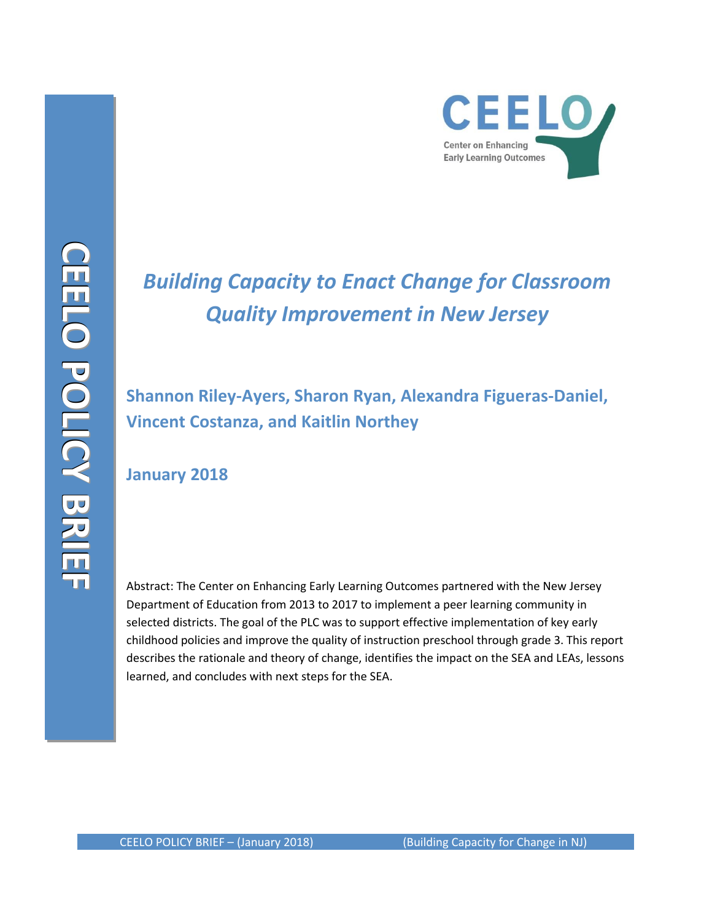CEELO

Center on Enhancing Early Learning Outcomes

CEELO POLICY BRIEF

# *Building Capacity to Enact Change for Classroom Quality Improvement in New Jersey*

**Shannon Riley-Ayers, Sharon Ryan, Alexandra Figueras-Daniel, Vincent Costanza, and Kaitlin Northey**

**January 2018**

Abstract: The Center on Enhancing Early Learning Outcomes partnered with the New Jersey Department of Education from 2013 to 2017 to implement a peer learning community in selected districts. The goal of the PLC was to support effective implementation of key early childhood policies and improve the quality of instruction preschool through grade 3. This report describes the rationale and theory of change, identifies the impact on the SEA and LEAs, lessons learned, and concludes with next steps for the SEA.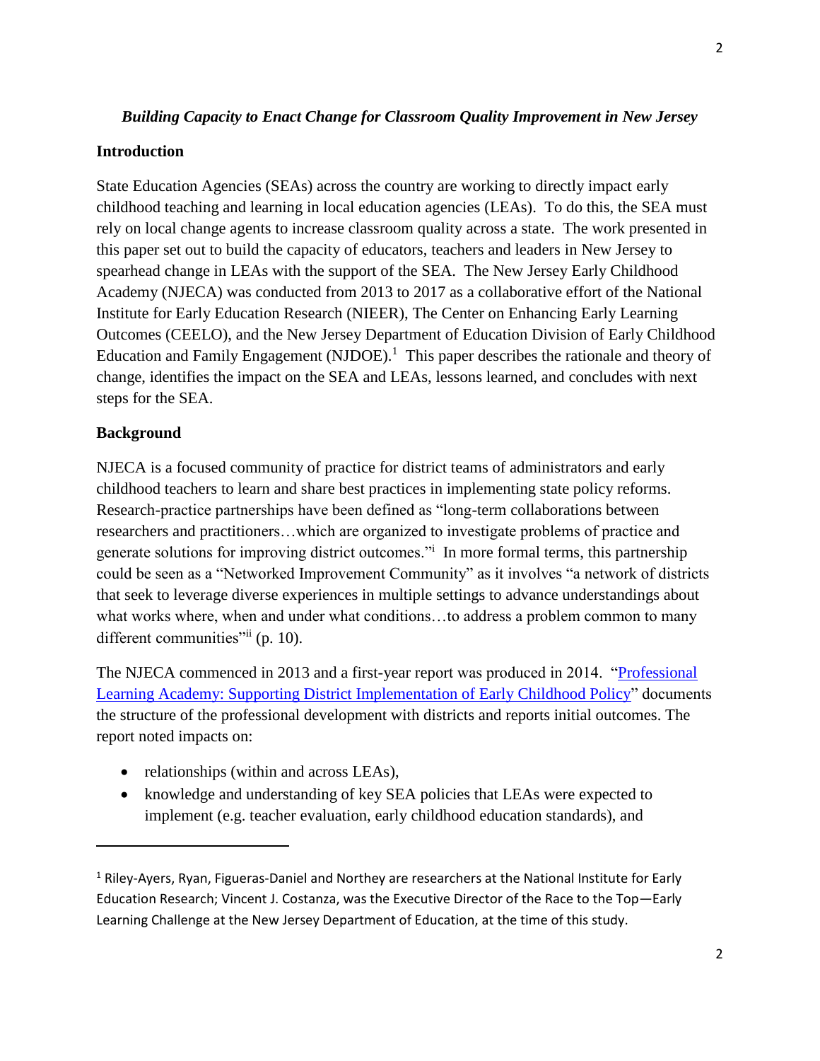*Building Capacity to Enact Change for Classroom Quality Improvement in New Jersey*

## Introduction

State Education Agencies (SEAs) across the country are working to directly impact early childhood teaching and learning in local education agencies (LEAs). To do this, the SEA must rely on local change agents to increase classroom quality across a state. The work presented in this paper set out to build the capacity of educators, teachers and leaders in New Jersey to spearhead change in LEAs with the support of the SEA. The New Jersey Early Childhood Academy (NJECA) was conducted from 2013 to 2017 as a collaborative effort of the National Institute for Early Education Research (NIEER), The Center on Enhancing Early Learning Outcomes (CEELO), and the New Jersey Department of Education Division of Early Childhood Education and Family Engagement (NJDOE).[1] This paper describes the rationale and theory of change, identifies the impact on the SEA and LEAs, lessons learned, and concludes with next steps for the SEA.

## Background

NJECA is a focused community of practice for district teams of administrators and early childhood teachers to learn and share best practices in implementing state policy reforms. Research-practice partnerships have been defined as "long-term collaborations between researchers and practitioners…which are organized to investigate problems of practice and generate solutions for improving district outcomes."[i] In more formal terms, this partnership could be seen as a "Networked Improvement Community" as it involves "a network of districts that seek to leverage diverse experiences in multiple settings to advance understandings about what works where, when and under what conditions…to address a problem common to many different communities"[ii] (p. 10).

The NJECA commenced in 2013 and a first-year report was produced in 2014. "Professional Learning Academy: Supporting District Implementation of Early Childhood Policy" documents the structure of the professional development with districts and reports initial outcomes. The report noted impacts on:

- relationships (within and across LEAs),
- knowledge and understanding of key SEA policies that LEAs were expected to implement (e.g. teacher evaluation, early childhood education standards), and

[1] Riley-Ayers, Ryan, Figueras-Daniel and Northey are researchers at the National Institute for Early Education Research; Vincent J. Costanza, was the Executive Director of the Race to the Top—Early Learning Challenge at the New Jersey Department of Education, at the time of this study.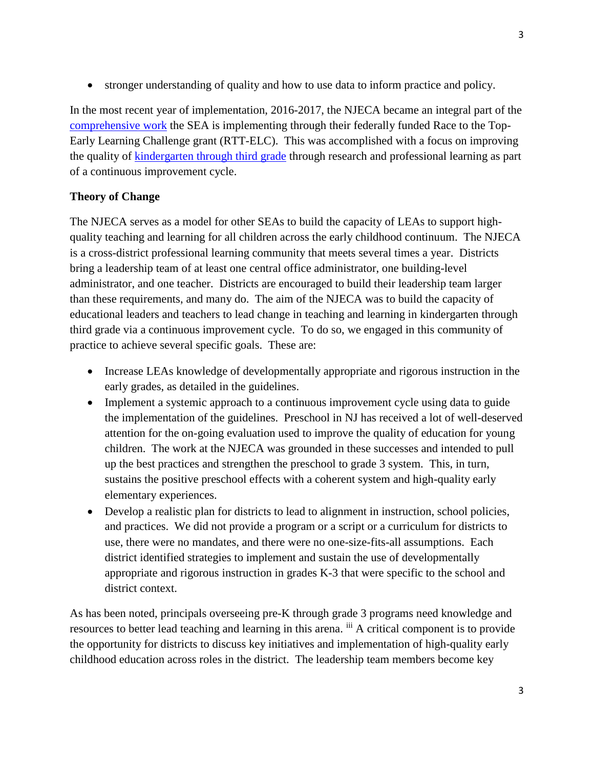- stronger understanding of quality and how to use data to inform practice and policy.

In the most recent year of implementation, 2016-2017, the NJECA became an integral part of the comprehensive work the SEA is implementing through their federally funded Race to the Top-Early Learning Challenge grant (RTT-ELC). This was accomplished with a focus on improving the quality of kindergarten through third grade through research and professional learning as part of a continuous improvement cycle.

**Theory of Change**

The NJECA serves as a model for other SEAs to build the capacity of LEAs to support high-quality teaching and learning for all children across the early childhood continuum. The NJECA is a cross-district professional learning community that meets several times a year. Districts bring a leadership team of at least one central office administrator, one building-level administrator, and one teacher. Districts are encouraged to build their leadership team larger than these requirements, and many do. The aim of the NJECA was to build the capacity of educational leaders and teachers to lead change in teaching and learning in kindergarten through third grade via a continuous improvement cycle. To do so, we engaged in this community of practice to achieve several specific goals. These are:

- Increase LEAs knowledge of developmentally appropriate and rigorous instruction in the early grades, as detailed in the guidelines.
- Implement a systemic approach to a continuous improvement cycle using data to guide the implementation of the guidelines. Preschool in NJ has received a lot of well-deserved attention for the on-going evaluation used to improve the quality of education for young children. The work at the NJECA was grounded in these successes and intended to pull up the best practices and strengthen the preschool to grade 3 system. This, in turn, sustains the positive preschool effects with a coherent system and high-quality early elementary experiences.
- Develop a realistic plan for districts to lead to alignment in instruction, school policies, and practices. We did not provide a program or a script or a curriculum for districts to use, there were no mandates, and there were no one-size-fits-all assumptions. Each district identified strategies to implement and sustain the use of developmentally appropriate and rigorous instruction in grades K-3 that were specific to the school and district context.

As has been noted, principals overseeing pre-K through grade 3 programs need knowledge and resources to better lead teaching and learning in this arena. [iii] A critical component is to provide the opportunity for districts to discuss key initiatives and implementation of high-quality early childhood education across roles in the district. The leadership team members become key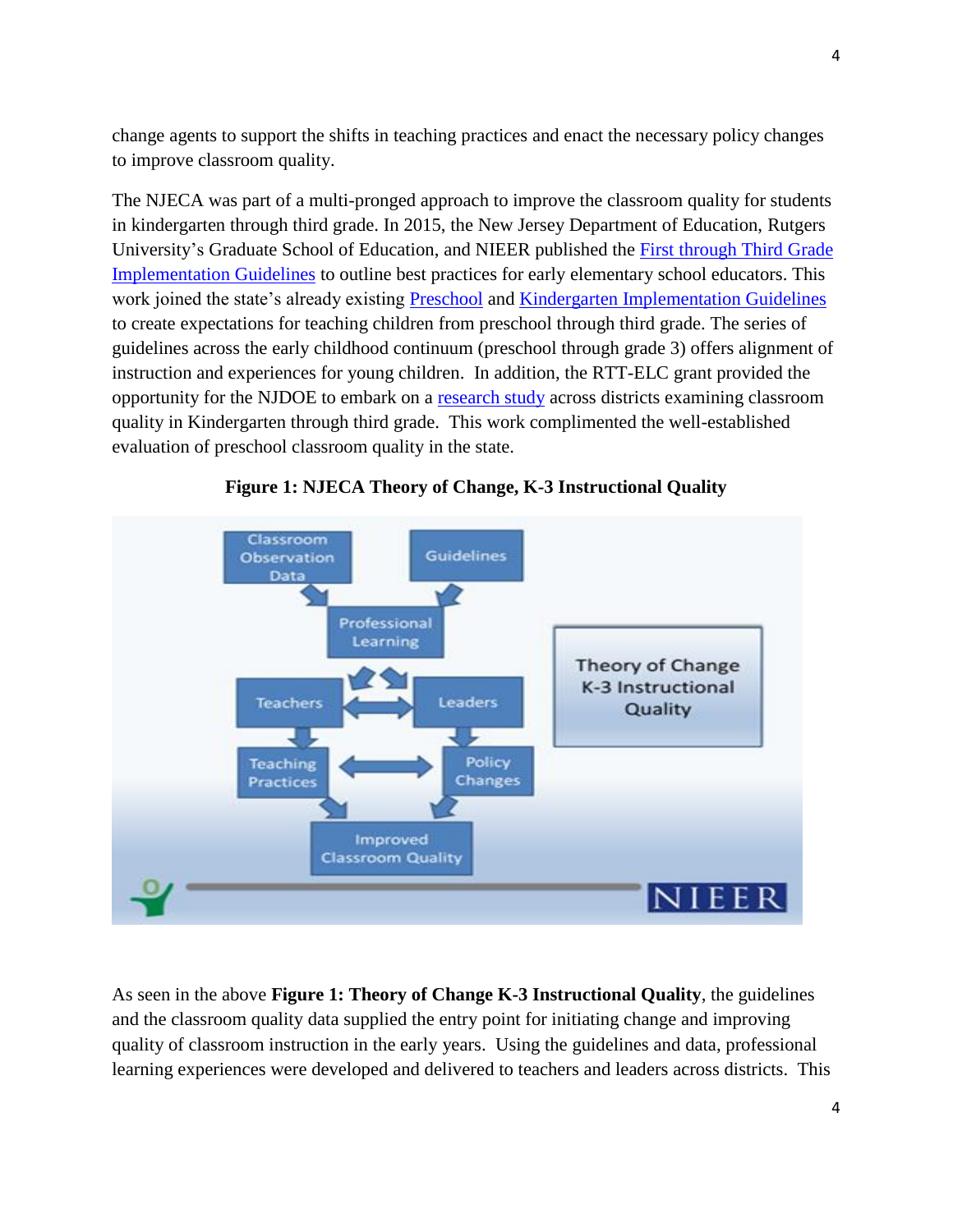change agents to support the shifts in teaching practices and enact the necessary policy changes to improve classroom quality.

The NJECA was part of a multi-pronged approach to improve the classroom quality for students in kindergarten through third grade. In 2015, the New Jersey Department of Education, Rutgers University's Graduate School of Education, and NIEER published the [First through Third Grade Implementation Guidelines] to outline best practices for early elementary school educators. This work joined the state's already existing [Preschool] and [Kindergarten Implementation Guidelines] to create expectations for teaching children from preschool through third grade. The series of guidelines across the early childhood continuum (preschool through grade 3) offers alignment of instruction and experiences for young children. In addition, the RTT-ELC grant provided the opportunity for the NJDOE to embark on a [research study] across districts examining classroom quality in Kindergarten through third grade. This work complimented the well-established evaluation of preschool classroom quality in the state.

**Figure 1: NJECA Theory of Change, K-3 Instructional Quality**

As seen in the above **Figure 1: Theory of Change K-3 Instructional Quality**, the guidelines and the classroom quality data supplied the entry point for initiating change and improving quality of classroom instruction in the early years. Using the guidelines and data, professional learning experiences were developed and delivered to teachers and leaders across districts. This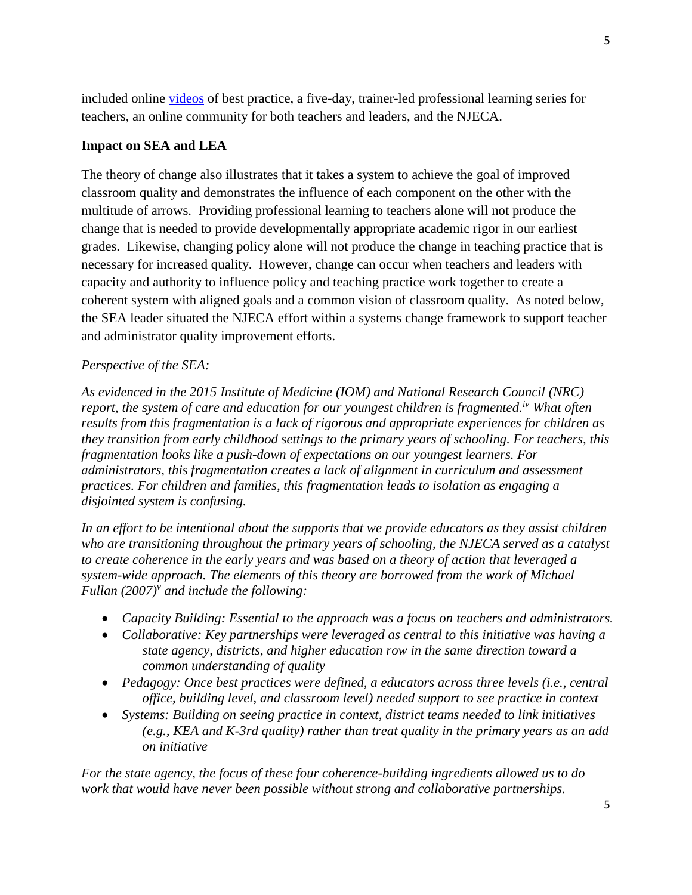included online [videos](videos) of best practice, a five-day, trainer-led professional learning series for teachers, an online community for both teachers and leaders, and the NJECA.

**Impact on SEA and LEA**

The theory of change also illustrates that it takes a system to achieve the goal of improved classroom quality and demonstrates the influence of each component on the other with the multitude of arrows. Providing professional learning to teachers alone will not produce the change that is needed to provide developmentally appropriate academic rigor in our earliest grades. Likewise, changing policy alone will not produce the change in teaching practice that is necessary for increased quality. However, change can occur when teachers and leaders with capacity and authority to influence policy and teaching practice work together to create a coherent system with aligned goals and a common vision of classroom quality. As noted below, the SEA leader situated the NJECA effort within a systems change framework to support teacher and administrator quality improvement efforts.

*Perspective of the SEA:*

*As evidenced in the 2015 Institute of Medicine (IOM) and National Research Council (NRC) report, the system of care and education for our youngest children is fragmented.[iv] What often results from this fragmentation is a lack of rigorous and appropriate experiences for children as they transition from early childhood settings to the primary years of schooling. For teachers, this fragmentation looks like a push-down of expectations on our youngest learners. For administrators, this fragmentation creates a lack of alignment in curriculum and assessment practices. For children and families, this fragmentation leads to isolation as engaging a disjointed system is confusing.*

*In an effort to be intentional about the supports that we provide educators as they assist children who are transitioning throughout the primary years of schooling, the NJECA served as a catalyst to create coherence in the early years and was based on a theory of action that leveraged a system-wide approach. The elements of this theory are borrowed from the work of Michael Fullan (2007)[v] and include the following:*

- *Capacity Building: Essential to the approach was a focus on teachers and administrators.*
- *Collaborative: Key partnerships were leveraged as central to this initiative was having a state agency, districts, and higher education row in the same direction toward a common understanding of quality*
- *Pedagogy: Once best practices were defined, a educators across three levels (i.e., central office, building level, and classroom level) needed support to see practice in context*
- *Systems: Building on seeing practice in context, district teams needed to link initiatives (e.g., KEA and K-3rd quality) rather than treat quality in the primary years as an add on initiative*

*For the state agency, the focus of these four coherence-building ingredients allowed us to do work that would have never been possible without strong and collaborative partnerships.*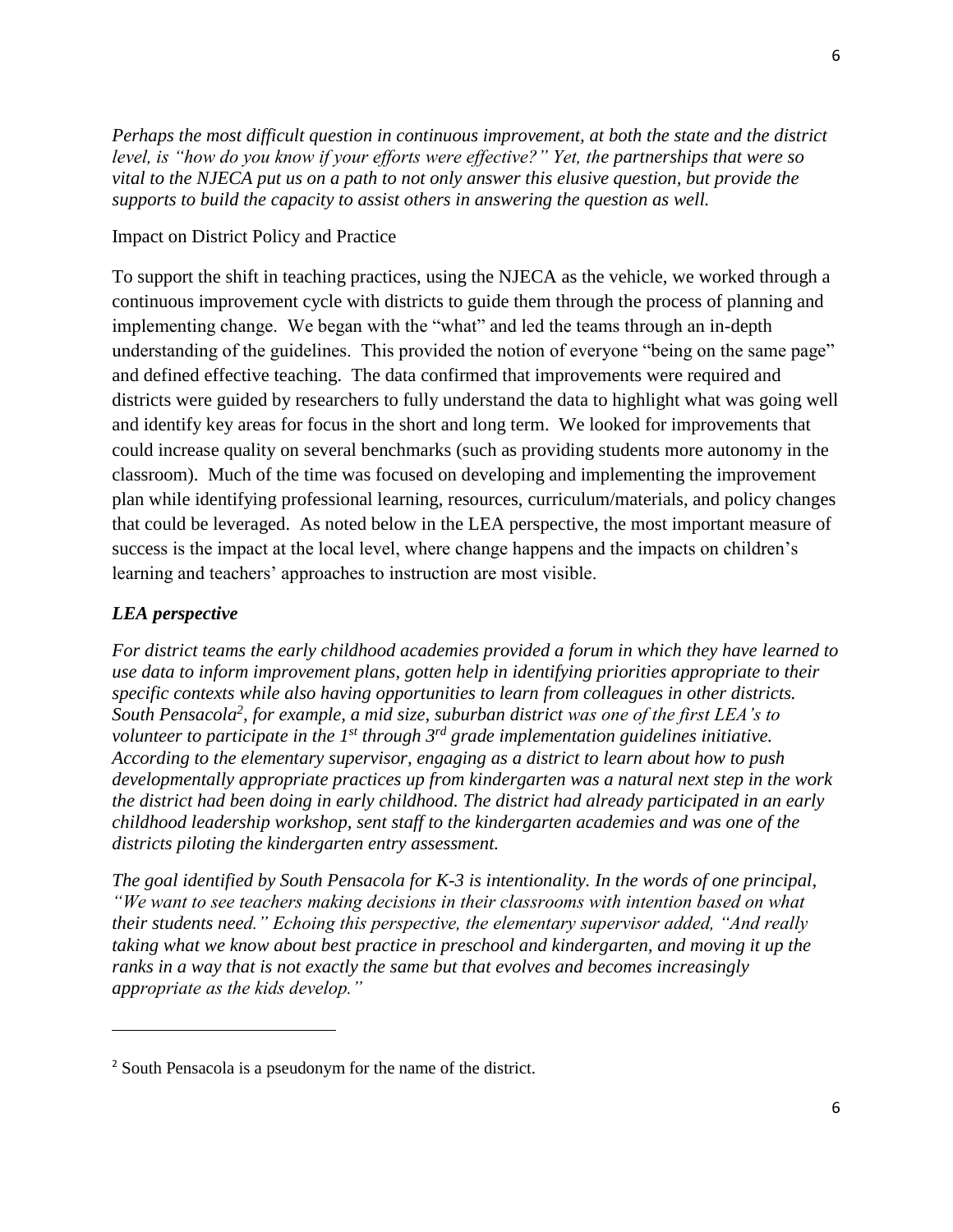*Perhaps the most difficult question in continuous improvement, at both the state and the district level, is "how do you know if your efforts were effective?" Yet, the partnerships that were so vital to the NJECA put us on a path to not only answer this elusive question, but provide the supports to build the capacity to assist others in answering the question as well.*

Impact on District Policy and Practice

To support the shift in teaching practices, using the NJECA as the vehicle, we worked through a continuous improvement cycle with districts to guide them through the process of planning and implementing change. We began with the "what" and led the teams through an in-depth understanding of the guidelines. This provided the notion of everyone "being on the same page" and defined effective teaching. The data confirmed that improvements were required and districts were guided by researchers to fully understand the data to highlight what was going well and identify key areas for focus in the short and long term. We looked for improvements that could increase quality on several benchmarks (such as providing students more autonomy in the classroom). Much of the time was focused on developing and implementing the improvement plan while identifying professional learning, resources, curriculum/materials, and policy changes that could be leveraged. As noted below in the LEA perspective, the most important measure of success is the impact at the local level, where change happens and the impacts on children's learning and teachers' approaches to instruction are most visible.

### *LEA perspective*

*For district teams the early childhood academies provided a forum in which they have learned to use data to inform improvement plans, gotten help in identifying priorities appropriate to their specific contexts while also having opportunities to learn from colleagues in other districts. South Pensacola[2], for example, a mid size, suburban district was one of the first LEA's to volunteer to participate in the 1st through 3rd grade implementation guidelines initiative. According to the elementary supervisor, engaging as a district to learn about how to push developmentally appropriate practices up from kindergarten was a natural next step in the work the district had been doing in early childhood. The district had already participated in an early childhood leadership workshop, sent staff to the kindergarten academies and was one of the districts piloting the kindergarten entry assessment.*

*The goal identified by South Pensacola for K-3 is intentionality. In the words of one principal, "We want to see teachers making decisions in their classrooms with intention based on what their students need." Echoing this perspective, the elementary supervisor added, "And really taking what we know about best practice in preschool and kindergarten, and moving it up the ranks in a way that is not exactly the same but that evolves and becomes increasingly appropriate as the kids develop."*

---

[2] South Pensacola is a pseudonym for the name of the district.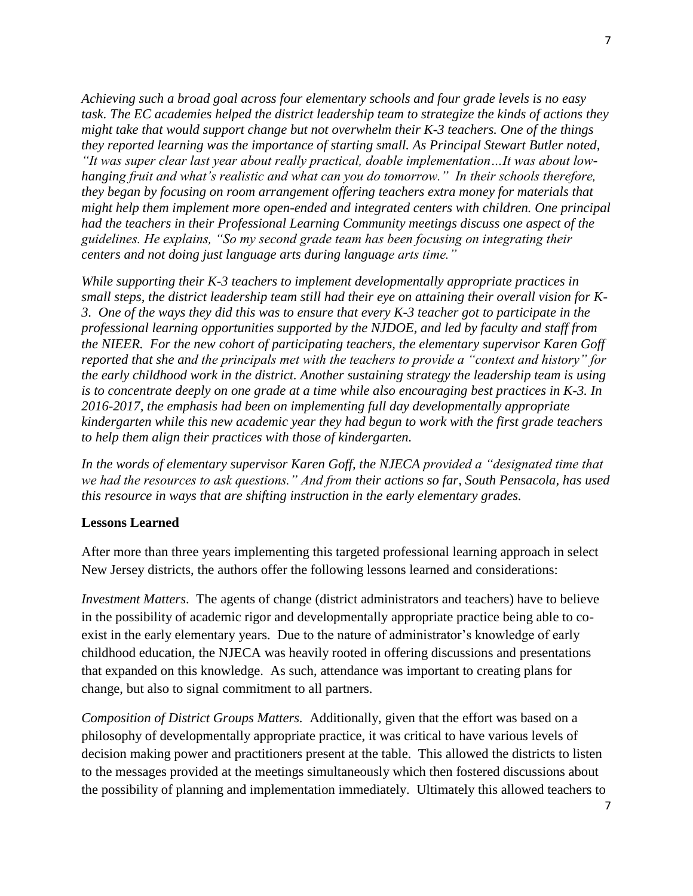*Achieving such a broad goal across four elementary schools and four grade levels is no easy task. The EC academies helped the district leadership team to strategize the kinds of actions they might take that would support change but not overwhelm their K-3 teachers. One of the things they reported learning was the importance of starting small. As Principal Stewart Butler noted, "It was super clear last year about really practical, doable implementation…It was about low-hanging fruit and what's realistic and what can you do tomorrow." In their schools therefore, they began by focusing on room arrangement offering teachers extra money for materials that might help them implement more open-ended and integrated centers with children. One principal had the teachers in their Professional Learning Community meetings discuss one aspect of the guidelines. He explains, "So my second grade team has been focusing on integrating their centers and not doing just language arts during language arts time."*

*While supporting their K-3 teachers to implement developmentally appropriate practices in small steps, the district leadership team still had their eye on attaining their overall vision for K-3. One of the ways they did this was to ensure that every K-3 teacher got to participate in the professional learning opportunities supported by the NJDOE, and led by faculty and staff from the NIEER. For the new cohort of participating teachers, the elementary supervisor Karen Goff reported that she and the principals met with the teachers to provide a "context and history" for the early childhood work in the district. Another sustaining strategy the leadership team is using is to concentrate deeply on one grade at a time while also encouraging best practices in K-3. In 2016-2017, the emphasis had been on implementing full day developmentally appropriate kindergarten while this new academic year they had begun to work with the first grade teachers to help them align their practices with those of kindergarten.*

*In the words of elementary supervisor Karen Goff, the NJECA provided a "designated time that we had the resources to ask questions." And from their actions so far, South Pensacola, has used this resource in ways that are shifting instruction in the early elementary grades.*

**Lessons Learned**

After more than three years implementing this targeted professional learning approach in select New Jersey districts, the authors offer the following lessons learned and considerations:

*Investment Matters*. The agents of change (district administrators and teachers) have to believe in the possibility of academic rigor and developmentally appropriate practice being able to co-exist in the early elementary years. Due to the nature of administrator's knowledge of early childhood education, the NJECA was heavily rooted in offering discussions and presentations that expanded on this knowledge. As such, attendance was important to creating plans for change, but also to signal commitment to all partners.

*Composition of District Groups Matters.* Additionally, given that the effort was based on a philosophy of developmentally appropriate practice, it was critical to have various levels of decision making power and practitioners present at the table. This allowed the districts to listen to the messages provided at the meetings simultaneously which then fostered discussions about the possibility of planning and implementation immediately. Ultimately this allowed teachers to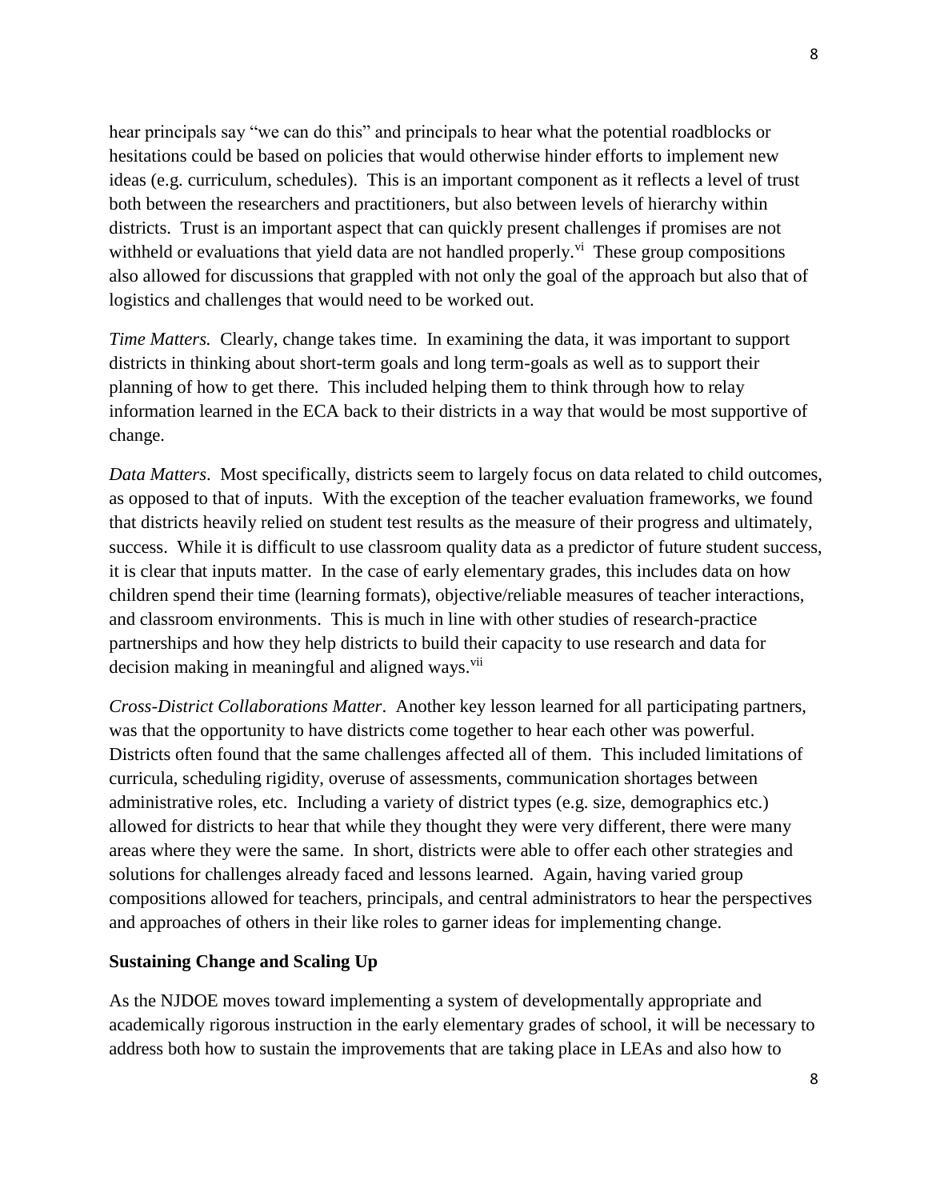hear principals say "we can do this" and principals to hear what the potential roadblocks or hesitations could be based on policies that would otherwise hinder efforts to implement new ideas (e.g. curriculum, schedules). This is an important component as it reflects a level of trust both between the researchers and practitioners, but also between levels of hierarchy within districts. Trust is an important aspect that can quickly present challenges if promises are not withheld or evaluations that yield data are not handled properly.[vi] These group compositions also allowed for discussions that grappled with not only the goal of the approach but also that of logistics and challenges that would need to be worked out.

*Time Matters.* Clearly, change takes time. In examining the data, it was important to support districts in thinking about short-term goals and long term-goals as well as to support their planning of how to get there. This included helping them to think through how to relay information learned in the ECA back to their districts in a way that would be most supportive of change.

*Data Matters*. Most specifically, districts seem to largely focus on data related to child outcomes, as opposed to that of inputs. With the exception of the teacher evaluation frameworks, we found that districts heavily relied on student test results as the measure of their progress and ultimately, success. While it is difficult to use classroom quality data as a predictor of future student success, it is clear that inputs matter. In the case of early elementary grades, this includes data on how children spend their time (learning formats), objective/reliable measures of teacher interactions, and classroom environments. This is much in line with other studies of research-practice partnerships and how they help districts to build their capacity to use research and data for decision making in meaningful and aligned ways.[vii]

*Cross-District Collaborations Matter*. Another key lesson learned for all participating partners, was that the opportunity to have districts come together to hear each other was powerful. Districts often found that the same challenges affected all of them. This included limitations of curricula, scheduling rigidity, overuse of assessments, communication shortages between administrative roles, etc. Including a variety of district types (e.g. size, demographics etc.) allowed for districts to hear that while they thought they were very different, there were many areas where they were the same. In short, districts were able to offer each other strategies and solutions for challenges already faced and lessons learned. Again, having varied group compositions allowed for teachers, principals, and central administrators to hear the perspectives and approaches of others in their like roles to garner ideas for implementing change.

**Sustaining Change and Scaling Up**

As the NJDOE moves toward implementing a system of developmentally appropriate and academically rigorous instruction in the early elementary grades of school, it will be necessary to address both how to sustain the improvements that are taking place in LEAs and also how to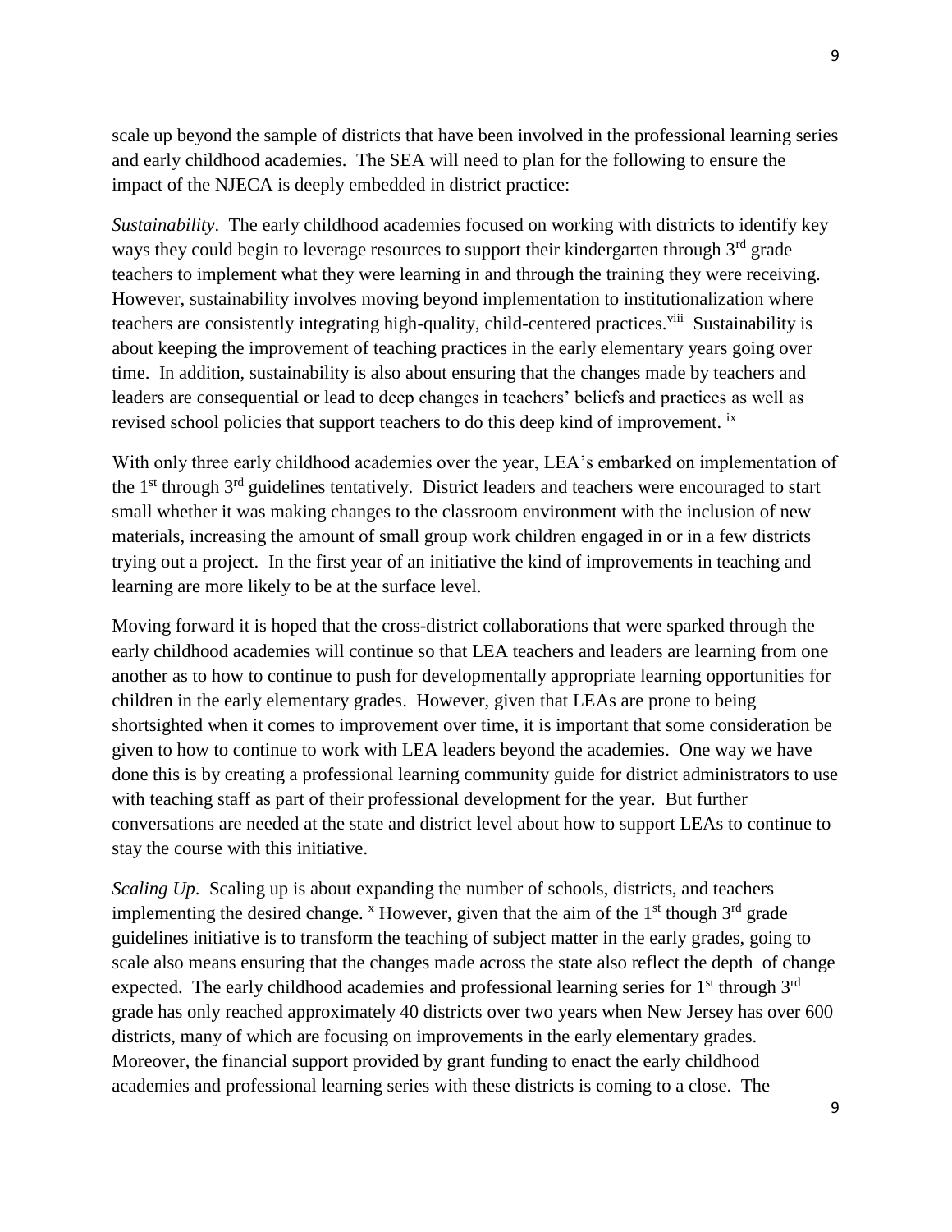scale up beyond the sample of districts that have been involved in the professional learning series and early childhood academies. The SEA will need to plan for the following to ensure the impact of the NJECA is deeply embedded in district practice:

*Sustainability*. The early childhood academies focused on working with districts to identify key ways they could begin to leverage resources to support their kindergarten through 3rd grade teachers to implement what they were learning in and through the training they were receiving. However, sustainability involves moving beyond implementation to institutionalization where teachers are consistently integrating high-quality, child-centered practices.[viii] Sustainability is about keeping the improvement of teaching practices in the early elementary years going over time. In addition, sustainability is also about ensuring that the changes made by teachers and leaders are consequential or lead to deep changes in teachers' beliefs and practices as well as revised school policies that support teachers to do this deep kind of improvement. [ix]

With only three early childhood academies over the year, LEA's embarked on implementation of the 1st through 3rd guidelines tentatively. District leaders and teachers were encouraged to start small whether it was making changes to the classroom environment with the inclusion of new materials, increasing the amount of small group work children engaged in or in a few districts trying out a project. In the first year of an initiative the kind of improvements in teaching and learning are more likely to be at the surface level.

Moving forward it is hoped that the cross-district collaborations that were sparked through the early childhood academies will continue so that LEA teachers and leaders are learning from one another as to how to continue to push for developmentally appropriate learning opportunities for children in the early elementary grades. However, given that LEAs are prone to being shortsighted when it comes to improvement over time, it is important that some consideration be given to how to continue to work with LEA leaders beyond the academies. One way we have done this is by creating a professional learning community guide for district administrators to use with teaching staff as part of their professional development for the year. But further conversations are needed at the state and district level about how to support LEAs to continue to stay the course with this initiative.

*Scaling Up*. Scaling up is about expanding the number of schools, districts, and teachers implementing the desired change. [x] However, given that the aim of the 1st though 3rd grade guidelines initiative is to transform the teaching of subject matter in the early grades, going to scale also means ensuring that the changes made across the state also reflect the depth of change expected. The early childhood academies and professional learning series for 1st through 3rd grade has only reached approximately 40 districts over two years when New Jersey has over 600 districts, many of which are focusing on improvements in the early elementary grades. Moreover, the financial support provided by grant funding to enact the early childhood academies and professional learning series with these districts is coming to a close. The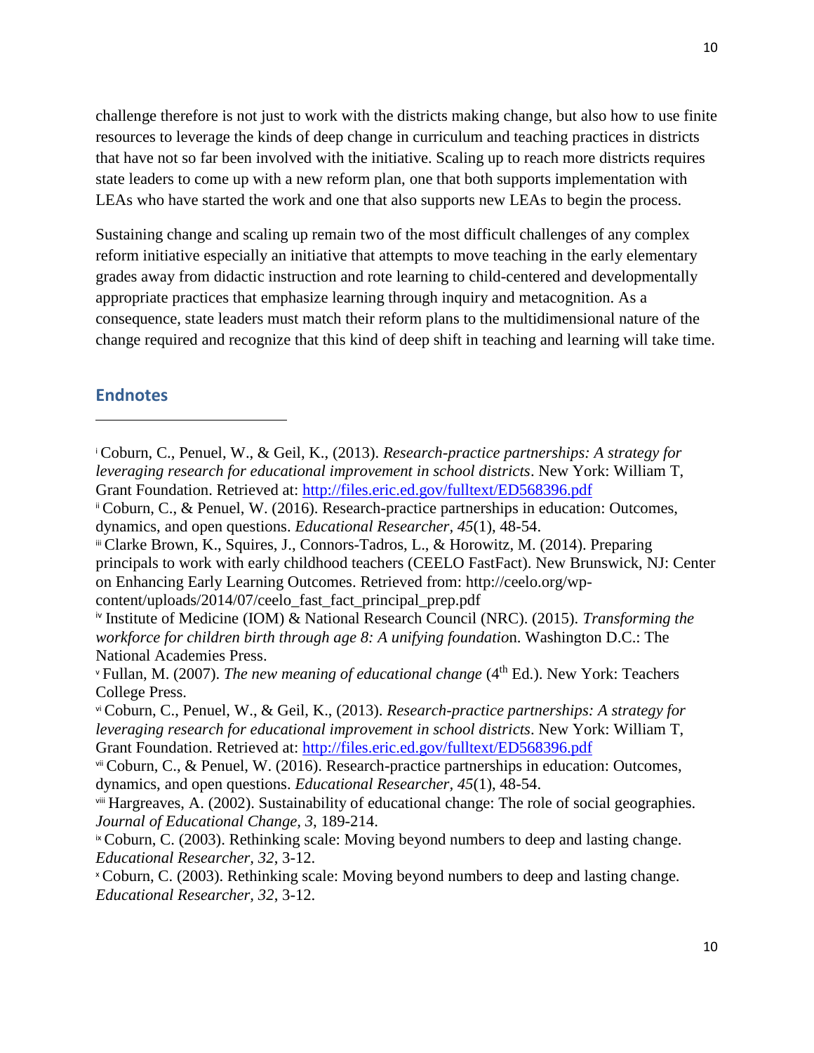challenge therefore is not just to work with the districts making change, but also how to use finite resources to leverage the kinds of deep change in curriculum and teaching practices in districts that have not so far been involved with the initiative. Scaling up to reach more districts requires state leaders to come up with a new reform plan, one that both supports implementation with LEAs who have started the work and one that also supports new LEAs to begin the process.

Sustaining change and scaling up remain two of the most difficult challenges of any complex reform initiative especially an initiative that attempts to move teaching in the early elementary grades away from didactic instruction and rote learning to child-centered and developmentally appropriate practices that emphasize learning through inquiry and metacognition. As a consequence, state leaders must match their reform plans to the multidimensional nature of the change required and recognize that this kind of deep shift in teaching and learning will take time.

## Endnotes

---

[i] Coburn, C., Penuel, W., & Geil, K., (2013). *Research-practice partnerships: A strategy for leveraging research for educational improvement in school districts*. New York: William T, Grant Foundation. Retrieved at: http://files.eric.ed.gov/fulltext/ED568396.pdf

[ii] Coburn, C., & Penuel, W. (2016). Research-practice partnerships in education: Outcomes, dynamics, and open questions. *Educational Researcher, 45*(1), 48-54.

[iii] Clarke Brown, K., Squires, J., Connors-Tadros, L., & Horowitz, M. (2014). Preparing principals to work with early childhood teachers (CEELO FastFact). New Brunswick, NJ: Center on Enhancing Early Learning Outcomes. Retrieved from: http://ceelo.org/wp-content/uploads/2014/07/ceelo_fast_fact_principal_prep.pdf

[iv] Institute of Medicine (IOM) & National Research Council (NRC). (2015). *Transforming the workforce for children birth through age 8: A unifying foundatio*n. Washington D.C.: The National Academies Press.

[v] Fullan, M. (2007). *The new meaning of educational change* (4th Ed.). New York: Teachers College Press.

[vi] Coburn, C., Penuel, W., & Geil, K., (2013). *Research-practice partnerships: A strategy for leveraging research for educational improvement in school districts*. New York: William T, Grant Foundation. Retrieved at: http://files.eric.ed.gov/fulltext/ED568396.pdf

[vii] Coburn, C., & Penuel, W. (2016). Research-practice partnerships in education: Outcomes, dynamics, and open questions. *Educational Researcher, 45*(1), 48-54.

[viii] Hargreaves, A. (2002). Sustainability of educational change: The role of social geographies. *Journal of Educational Change, 3*, 189-214.

[ix] Coburn, C. (2003). Rethinking scale: Moving beyond numbers to deep and lasting change. *Educational Researcher, 32*, 3-12.

[x] Coburn, C. (2003). Rethinking scale: Moving beyond numbers to deep and lasting change. *Educational Researcher, 32*, 3-12.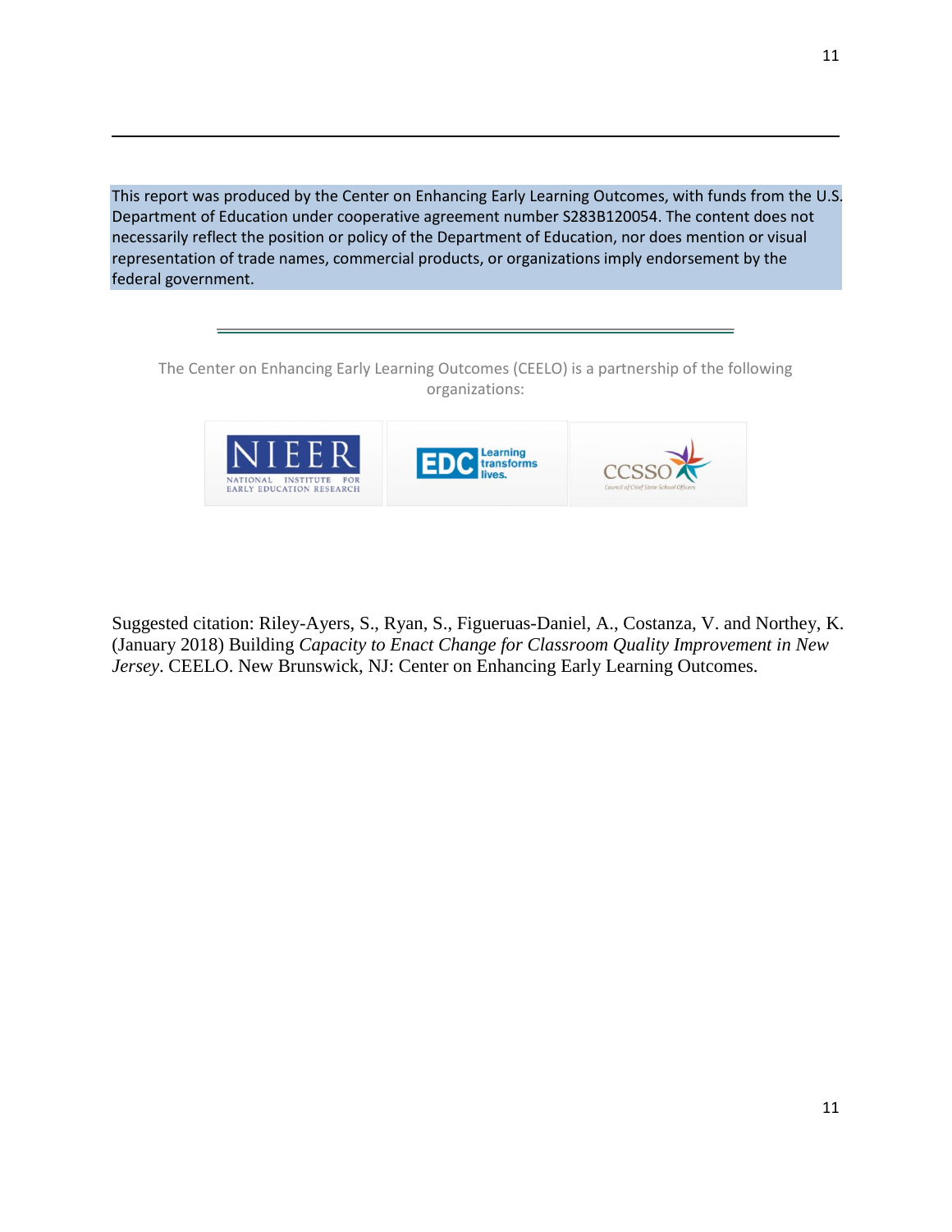This report was produced by the Center on Enhancing Early Learning Outcomes, with funds from the U.S. Department of Education under cooperative agreement number S283B120054. The content does not necessarily reflect the position or policy of the Department of Education, nor does mention or visual representation of trade names, commercial products, or organizations imply endorsement by the federal government.

The Center on Enhancing Early Learning Outcomes (CEELO) is a partnership of the following organizations:

NIEER NATIONAL INSTITUTE FOR EARLY EDUCATION RESEARCH

EDC Learning transforms lives.

CCSSO Council of Chief State School Officers

Suggested citation: Riley-Ayers, S., Ryan, S., Figueruas-Daniel, A., Costanza, V. and Northey, K. (January 2018) Building *Capacity to Enact Change for Classroom Quality Improvement in New Jersey*. CEELO. New Brunswick, NJ: Center on Enhancing Early Learning Outcomes.